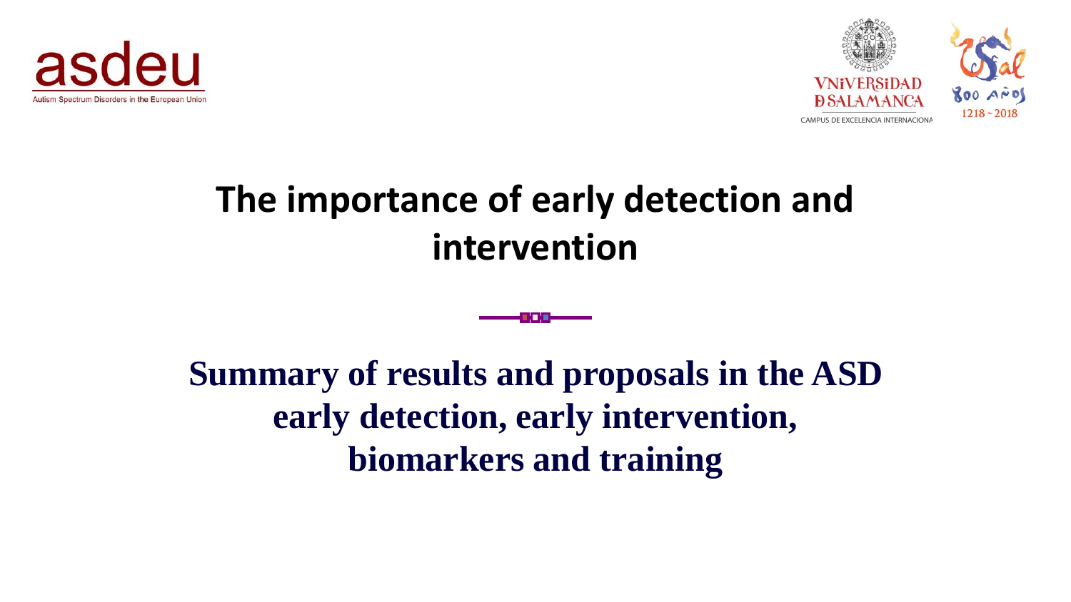asdeu

Autism Spectrum Disorders in the European Union

VNiVERSiDAD
D SALAMANCA

CAMPUS DE EXCELENCIA INTERNACIONAL

800 AÑOS
1218 ~ 2018

# The importance of early detection and intervention

## Summary of results and proposals in the ASD early detection, early intervention, biomarkers and training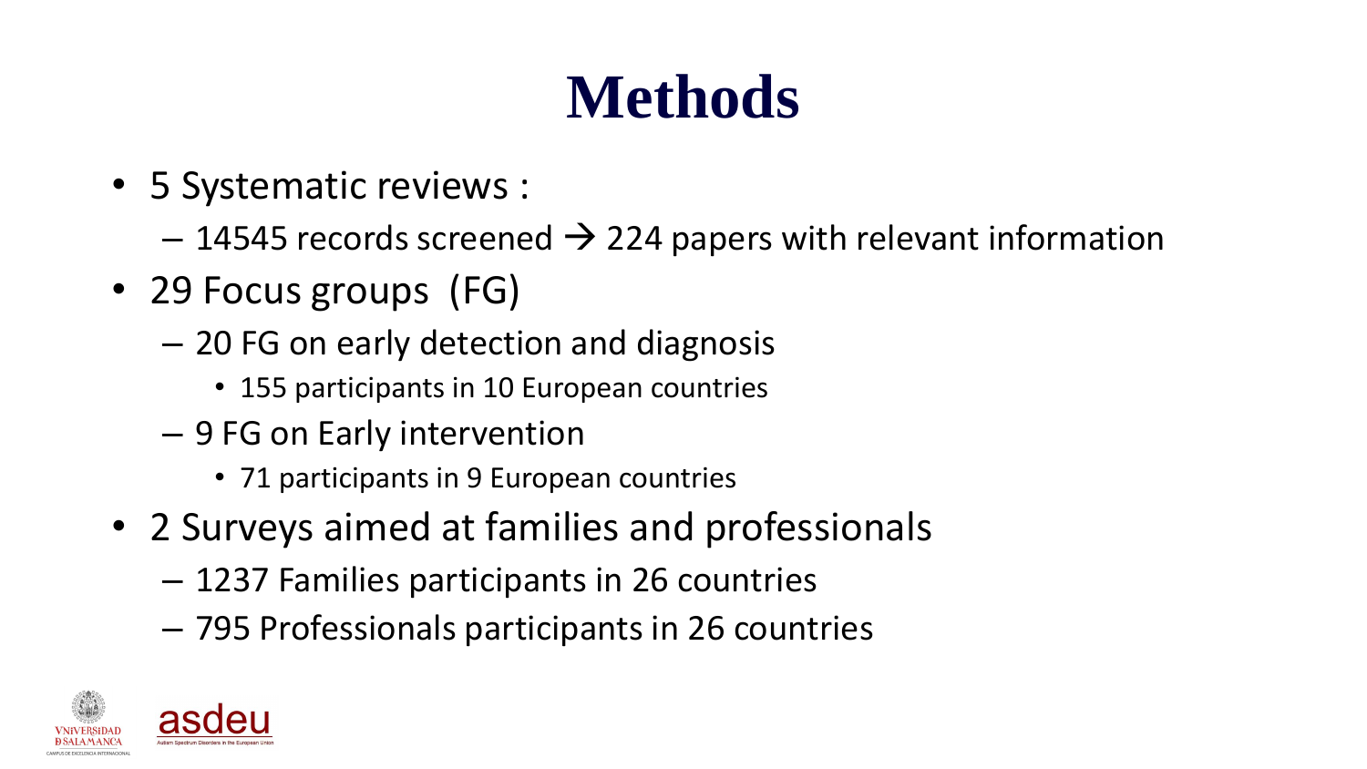# Methods

- 5 Systematic reviews :
  - 14545 records screened → 224 papers with relevant information
- 29 Focus groups (FG)
  - 20 FG on early detection and diagnosis
    - 155 participants in 10 European countries
  - 9 FG on Early intervention
    - 71 participants in 9 European countries
- 2 Surveys aimed at families and professionals
  - 1237 Families participants in 26 countries
  - 795 Professionals participants in 26 countries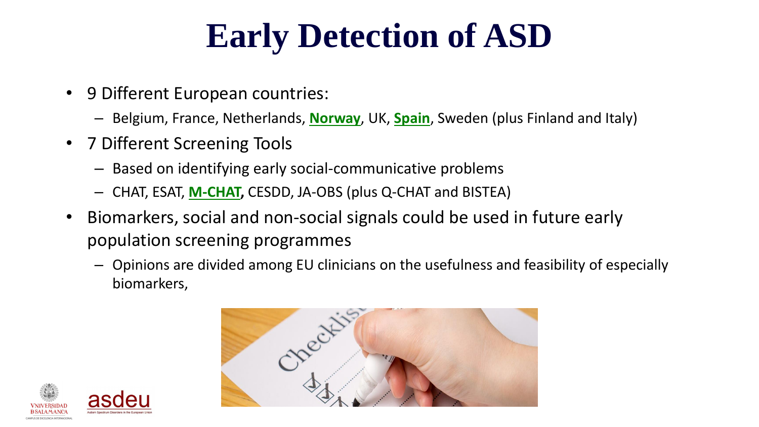# Early Detection of ASD

- 9 Different European countries:
  - Belgium, France, Netherlands, **Norway**, UK, **Spain**, Sweden (plus Finland and Italy)
- 7 Different Screening Tools
  - Based on identifying early social-communicative problems
  - CHAT, ESAT, **M-CHAT,** CESDD, JA-OBS (plus Q-CHAT and BISTEA)
- Biomarkers, social and non-social signals could be used in future early population screening programmes
  - Opinions are divided among EU clinicians on the usefulness and feasibility of especially biomarkers,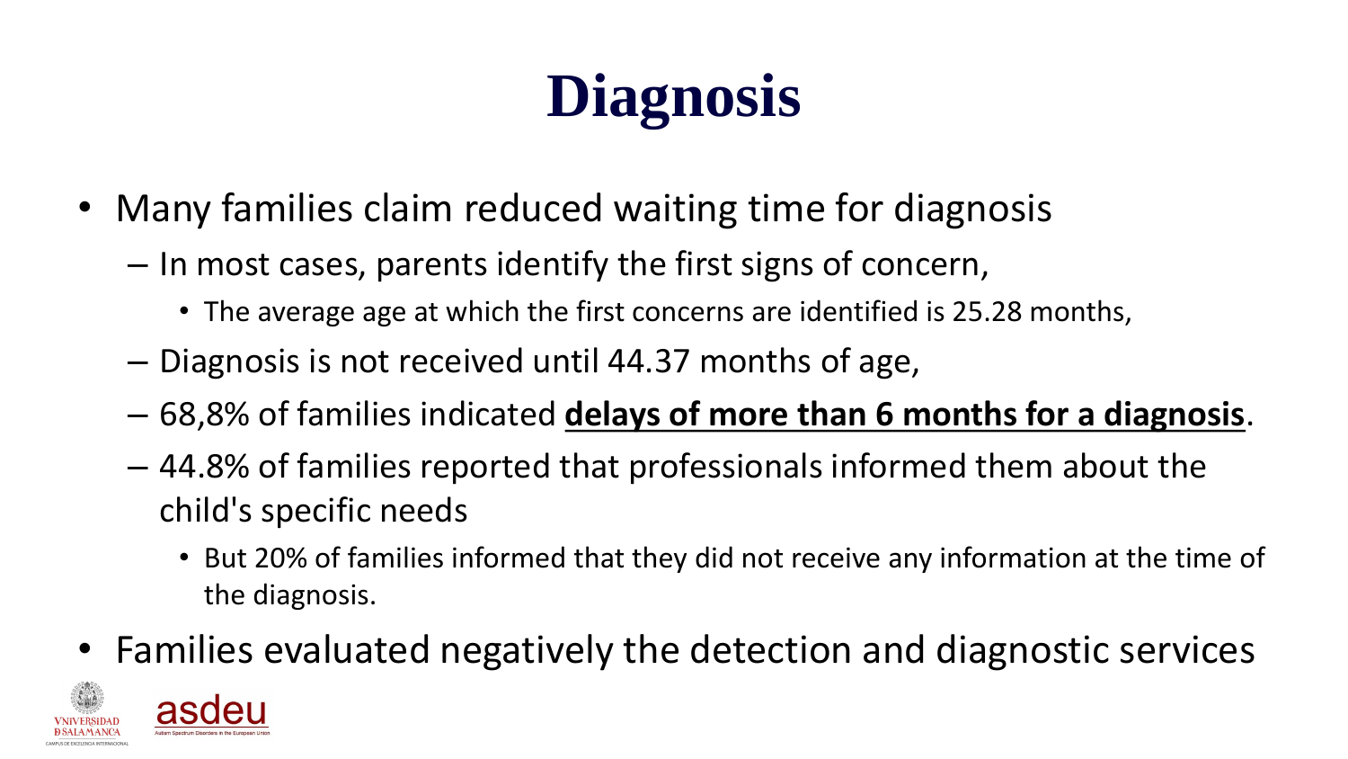# Diagnosis

- Many families claim reduced waiting time for diagnosis
  - In most cases, parents identify the first signs of concern,
    - The average age at which the first concerns are identified is 25.28 months,
  - Diagnosis is not received until 44.37 months of age,
  - 68,8% of families indicated **<u>delays of more than 6 months for a diagnosis</u>**.
  - 44.8% of families reported that professionals informed them about the child's specific needs
    - But 20% of families informed that they did not receive any information at the time of the diagnosis.
- Families evaluated negatively the detection and diagnostic services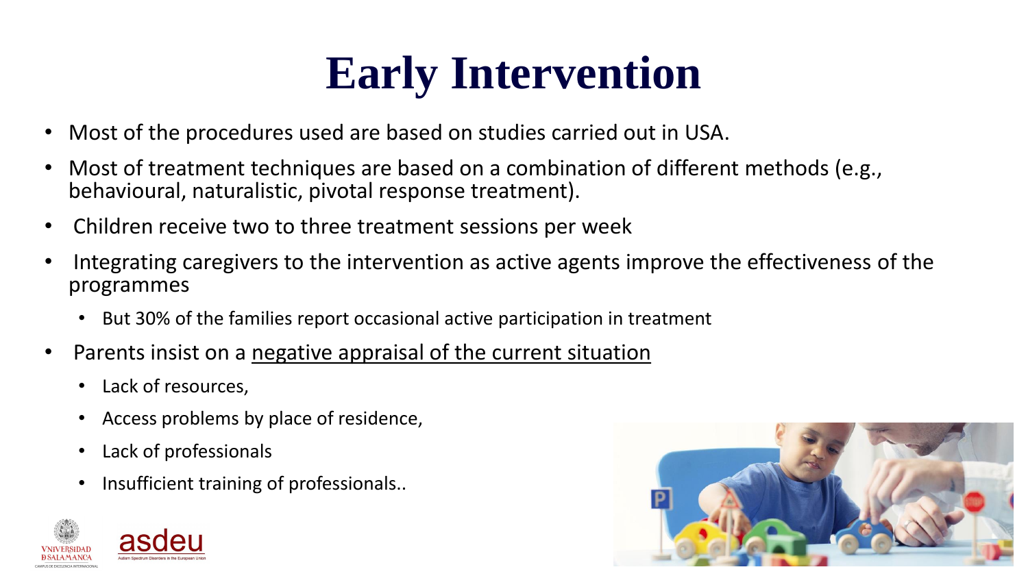# Early Intervention

- Most of the procedures used are based on studies carried out in USA.
- Most of treatment techniques are based on a combination of different methods (e.g., behavioural, naturalistic, pivotal response treatment).
- Children receive two to three treatment sessions per week
- Integrating caregivers to the intervention as active agents improve the effectiveness of the programmes
  - But 30% of the families report occasional active participation in treatment
- Parents insist on a <u>negative appraisal of the current situation</u>
  - Lack of resources,
  - Access problems by place of residence,
  - Lack of professionals
  - Insufficient training of professionals..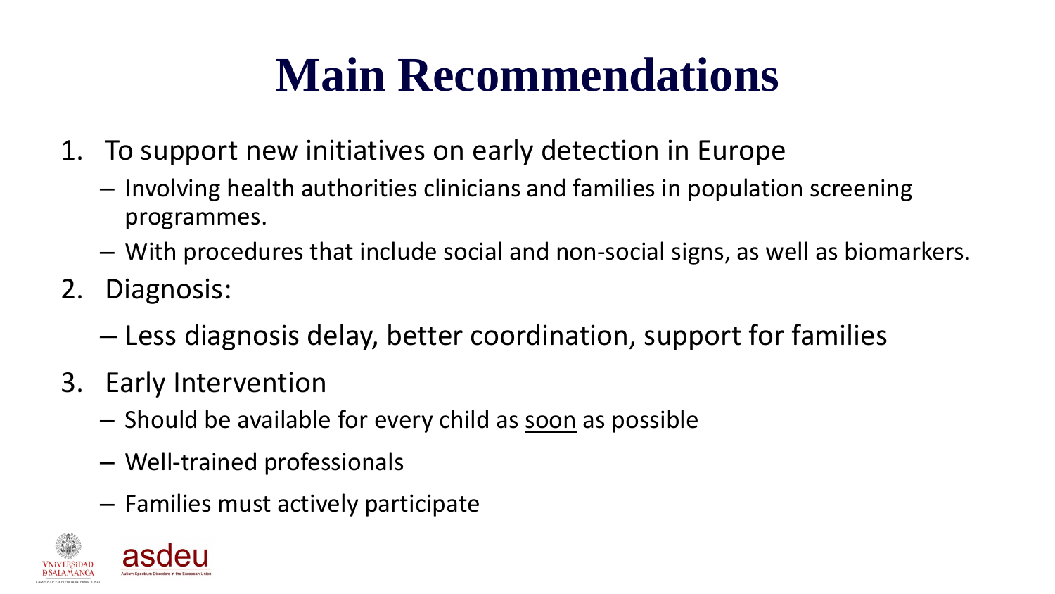# Main Recommendations

1. To support new initiatives on early detection in Europe
   - Involving health authorities clinicians and families in population screening programmes.
   - With procedures that include social and non-social signs, as well as biomarkers.
2. Diagnosis:
   - Less diagnosis delay, better coordination, support for families
3. Early Intervention
   - Should be available for every child as soon as possible
   - Well-trained professionals
   - Families must actively participate